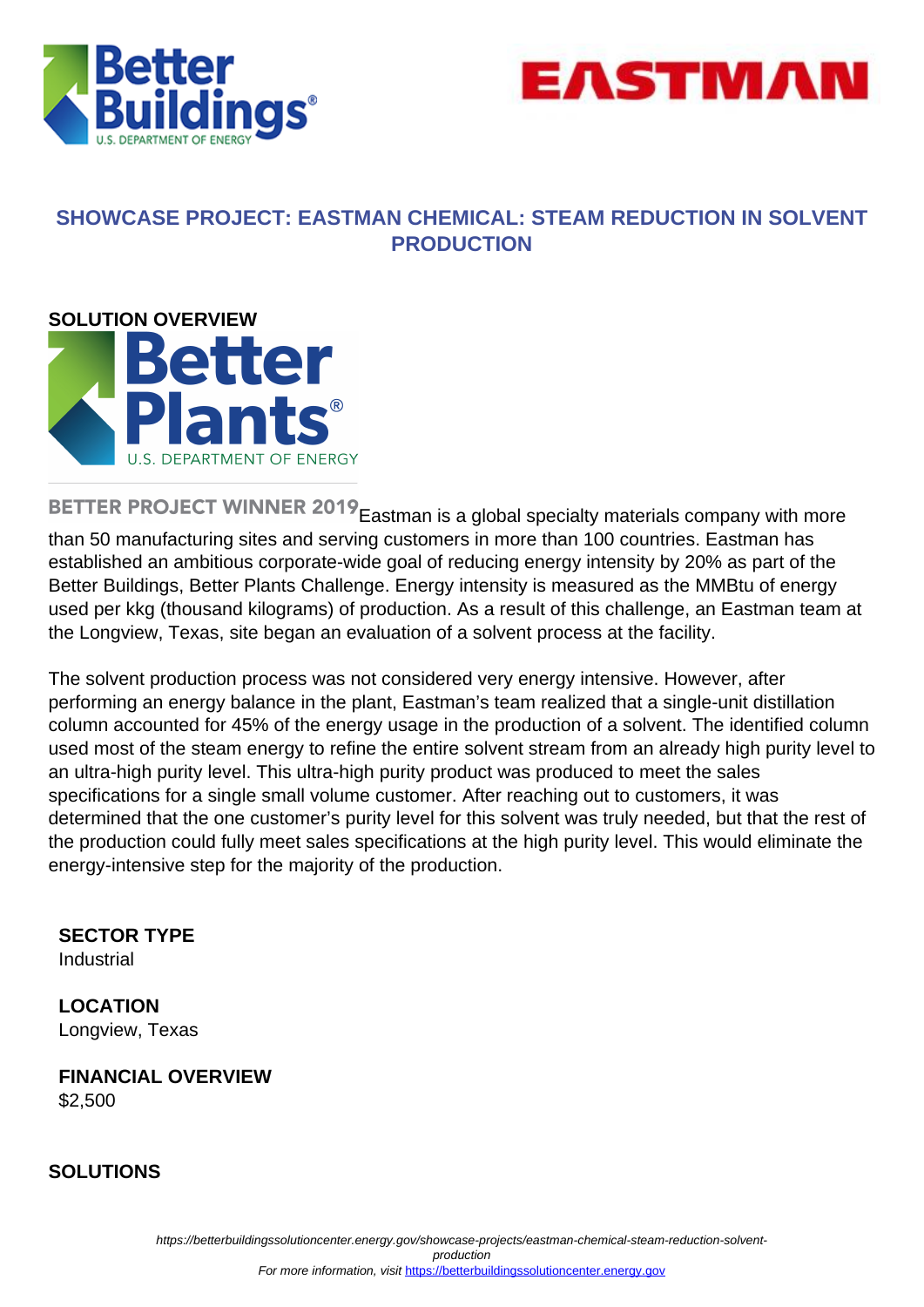# SHOWCASE PROJECT: EASTMAN CHEMICAL: STEAM REDUCTION IN SOLVENT PRODUCTION

## SOLUTION OVERVIEW

BETTER PROJECT WINNER 2019

Eastman is a global specialty materials company with more than 50 manufacturing sites and serving customers in more than 100 countries. Eastman has established an ambitious corporate-wide goal of reducing energy intensity by 20% as part of the Better Buildings, Better Plants Challenge. Energy intensity is measured as the MMBtu of energy used per kkg (thousand kilograms) of production. As a result of this challenge, an Eastman team at the Longview, Texas, site began an evaluation of a solvent process at the facility.

The solvent production process was not considered very energy intensive. However, after performing an energy balance in the plant, Eastman's team realized that a single-unit distillation column accounted for 45% of the energy usage in the production of a solvent. The identified column used most of the steam energy to refine the entire solvent stream from an already high purity level to an ultra-high purity level. This ultra-high purity product was produced to meet the sales specifications for a single small volume customer. After reaching out to customers, it was determined that the one customer's purity level for this solvent was truly needed, but that the rest of the production could fully meet sales specifications at the high purity level. This would eliminate the energy-intensive step for the majority of the production.

**SECTOR TYPE**
Industrial

**LOCATION**
Longview, Texas

**FINANCIAL OVERVIEW**
$2,500

## SOLUTIONS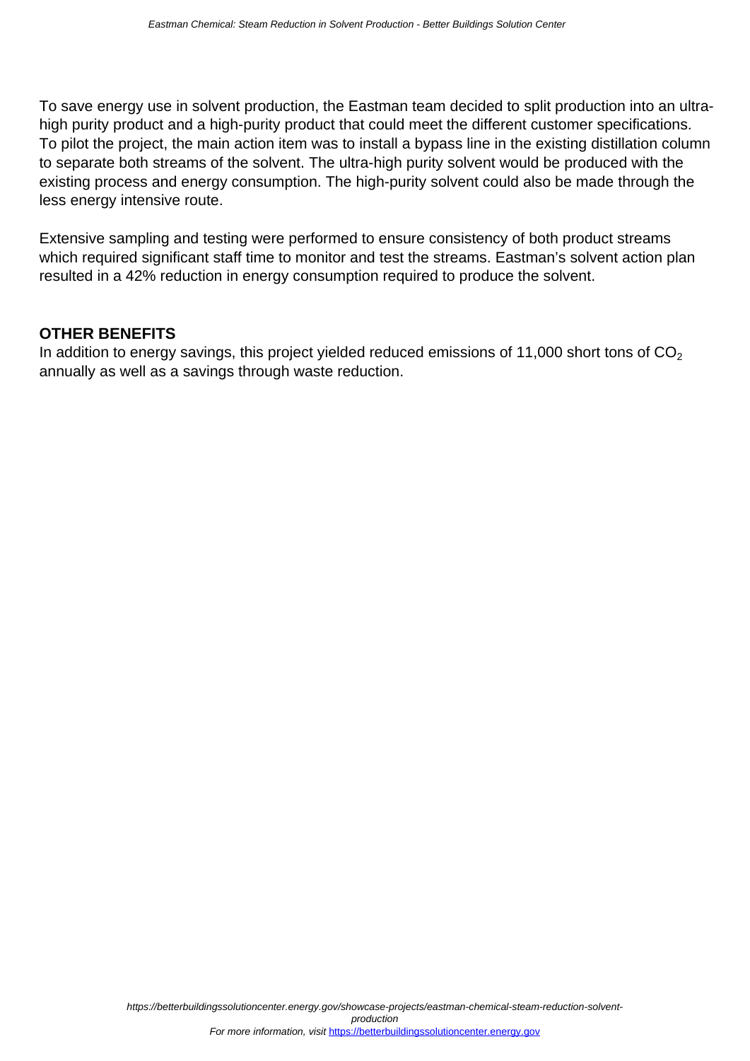To save energy use in solvent production, the Eastman team decided to split production into an ultra-high purity product and a high-purity product that could meet the different customer specifications. To pilot the project, the main action item was to install a bypass line in the existing distillation column to separate both streams of the solvent. The ultra-high purity solvent would be produced with the existing process and energy consumption. The high-purity solvent could also be made through the less energy intensive route.

Extensive sampling and testing were performed to ensure consistency of both product streams which required significant staff time to monitor and test the streams. Eastman's solvent action plan resulted in a 42% reduction in energy consumption required to produce the solvent.

## OTHER BENEFITS

In addition to energy savings, this project yielded reduced emissions of 11,000 short tons of $CO_2$ annually as well as a savings through waste reduction.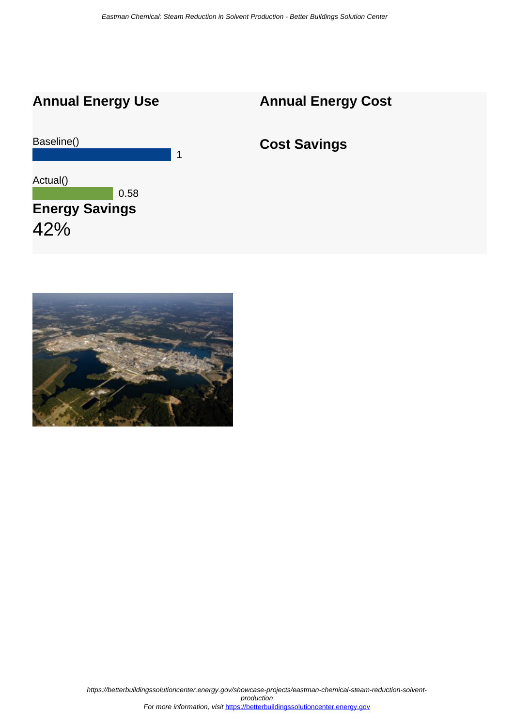## Annual Energy Use

Baseline()

1

Actual()

0.58

## Energy Savings

42%

## Annual Energy Cost

## Cost Savings